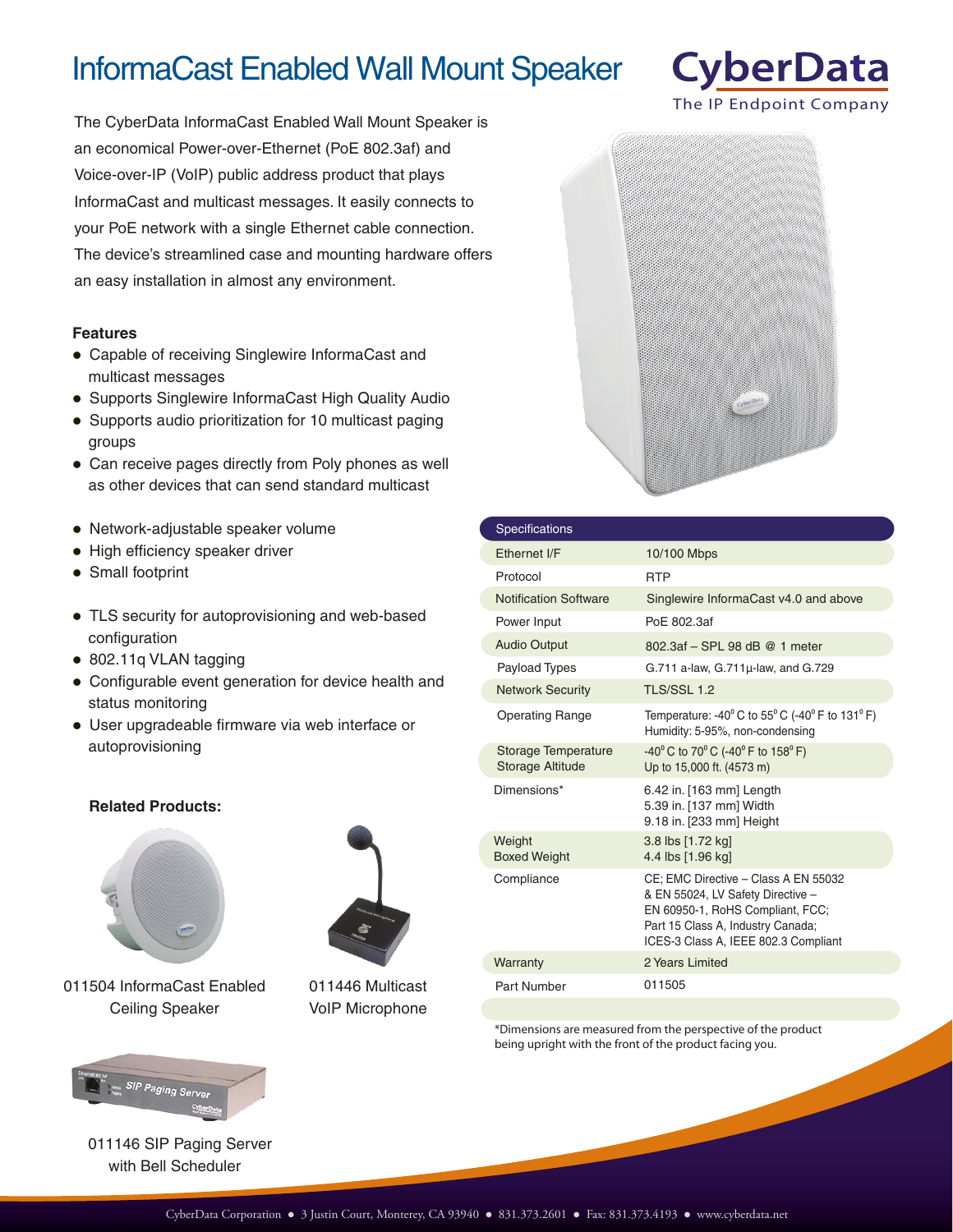# InformaCast Enabled Wall Mount Speaker

CyberData
The IP Endpoint Company

The CyberData InformaCast Enabled Wall Mount Speaker is an economical Power-over-Ethernet (PoE 802.3af) and Voice-over-IP (VoIP) public address product that plays InformaCast and multicast messages. It easily connects to your PoE network with a single Ethernet cable connection. The device's streamlined case and mounting hardware offers an easy installation in almost any environment.

**Features**

- Capable of receiving Singlewire InformaCast and multicast messages
- Supports Singlewire InformaCast High Quality Audio
- Supports audio prioritization for 10 multicast paging groups
- Can receive pages directly from Poly phones as well as other devices that can send standard multicast

- Network-adjustable speaker volume
- High efficiency speaker driver
- Small footprint

- TLS security for autoprovisioning and web-based configuration
- 802.11q VLAN tagging
- Configurable event generation for device health and status monitoring
- User upgradeable firmware via web interface or autoprovisioning

**Related Products:**

011504 InformaCast Enabled Ceiling Speaker

011446 Multicast VoIP Microphone

011146 SIP Paging Server with Bell Scheduler

| Specifications | |
|---|---|
| Ethernet I/F | 10/100 Mbps |
| Protocol | RTP |
| Notification Software | Singlewire InformaCast v4.0 and above |
| Power Input | PoE 802.3af |
| Audio Output | 802.3af – SPL 98 dB @ 1 meter |
| Payload Types | G.711 a-law, G.711µ-law, and G.729 |
| Network Security | TLS/SSL 1.2 |
| Operating Range | Temperature: -40° C to 55° C (-40° F to 131° F)<br>Humidity: 5-95%, non-condensing |
| Storage Temperature<br>Storage Altitude | -40° C to 70° C (-40° F to 158° F)<br>Up to 15,000 ft. (4573 m) |
| Dimensions* | 6.42 in. [163 mm] Length<br>5.39 in. [137 mm] Width<br>9.18 in. [233 mm] Height |
| Weight<br>Boxed Weight | 3.8 lbs [1.72 kg]<br>4.4 lbs [1.96 kg] |
| Compliance | CE; EMC Directive – Class A EN 55032 & EN 55024, LV Safety Directive – EN 60950-1, RoHS Compliant, FCC; Part 15 Class A, Industry Canada; ICES-3 Class A, IEEE 802.3 Compliant |
| Warranty | 2 Years Limited |
| Part Number | 011505 |

*Dimensions are measured from the perspective of the product being upright with the front of the product facing you.

CyberData Corporation ● 3 Justin Court, Monterey, CA 93940 ● 831.373.2601 ● Fax: 831.373.4193 ● www.cyberdata.net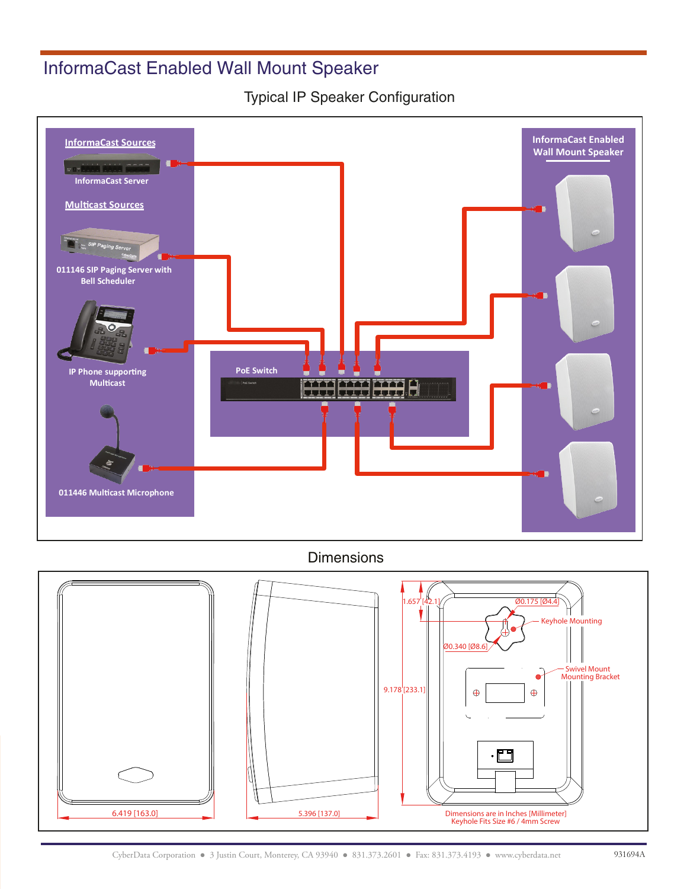# InformaCast Enabled Wall Mount Speaker

## Typical IP Speaker Configuration

InformaCast Sources

InformaCast Server

Multicast Sources

011146 SIP Paging Server with Bell Scheduler

IP Phone supporting Multicast

011446 Multicast Microphone

PoE Switch

InformaCast Enabled Wall Mount Speaker

## Dimensions

6.419 [163.0]

5.396 [137.0]

1.657 [42.1]

Ø0.175 [Ø4.4]

Keyhole Mounting

Ø0.340 [Ø8.6]

Swivel Mount Mounting Bracket

9.178 [233.1]

Dimensions are in Inches [Millimeter]
Keyhole Fits Size #6 / 4mm Screw

CyberData Corporation ● 3 Justin Court, Monterey, CA 93940 ● 831.373.2601 ● Fax: 831.373.4193 ● www.cyberdata.net

931694A